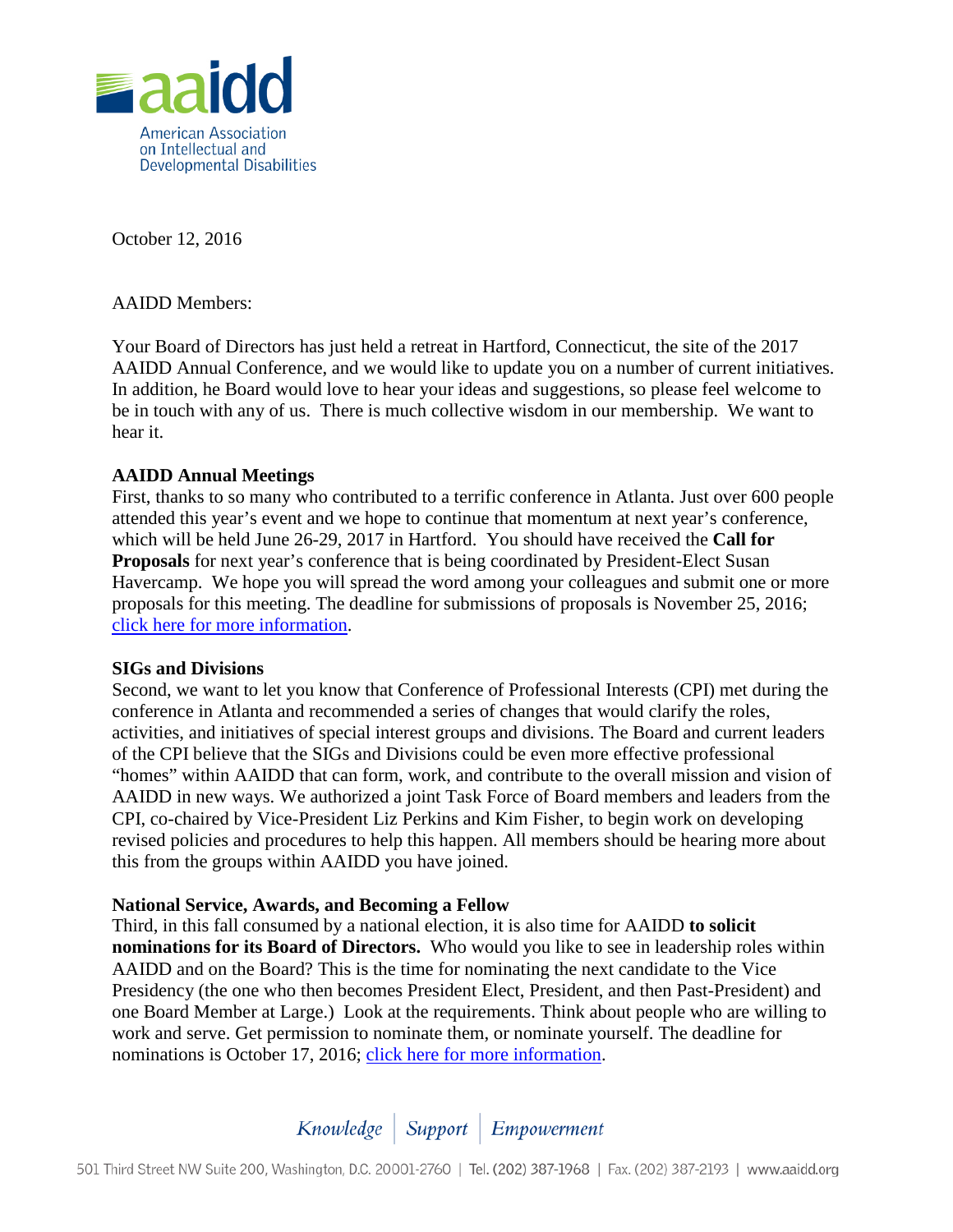American Association on Intellectual and Developmental Disabilities

October 12, 2016

AAIDD Members:

Your Board of Directors has just held a retreat in Hartford, Connecticut, the site of the 2017 AAIDD Annual Conference, and we would like to update you on a number of current initiatives. In addition, he Board would love to hear your ideas and suggestions, so please feel welcome to be in touch with any of us. There is much collective wisdom in our membership. We want to hear it.

**AAIDD Annual Meetings**
First, thanks to so many who contributed to a terrific conference in Atlanta. Just over 600 people attended this year's event and we hope to continue that momentum at next year's conference, which will be held June 26-29, 2017 in Hartford. You should have received the **Call for Proposals** for next year's conference that is being coordinated by President-Elect Susan Havercamp. We hope you will spread the word among your colleagues and submit one or more proposals for this meeting. The deadline for submissions of proposals is November 25, 2016; click here for more information.

**SIGs and Divisions**
Second, we want to let you know that Conference of Professional Interests (CPI) met during the conference in Atlanta and recommended a series of changes that would clarify the roles, activities, and initiatives of special interest groups and divisions. The Board and current leaders of the CPI believe that the SIGs and Divisions could be even more effective professional "homes" within AAIDD that can form, work, and contribute to the overall mission and vision of AAIDD in new ways. We authorized a joint Task Force of Board members and leaders from the CPI, co-chaired by Vice-President Liz Perkins and Kim Fisher, to begin work on developing revised policies and procedures to help this happen. All members should be hearing more about this from the groups within AAIDD you have joined.

**National Service, Awards, and Becoming a Fellow**
Third, in this fall consumed by a national election, it is also time for AAIDD **to solicit nominations for its Board of Directors.** Who would you like to see in leadership roles within AAIDD and on the Board? This is the time for nominating the next candidate to the Vice Presidency (the one who then becomes President Elect, President, and then Past-President) and one Board Member at Large.) Look at the requirements. Think about people who are willing to work and serve. Get permission to nominate them, or nominate yourself. The deadline for nominations is October 17, 2016; click here for more information.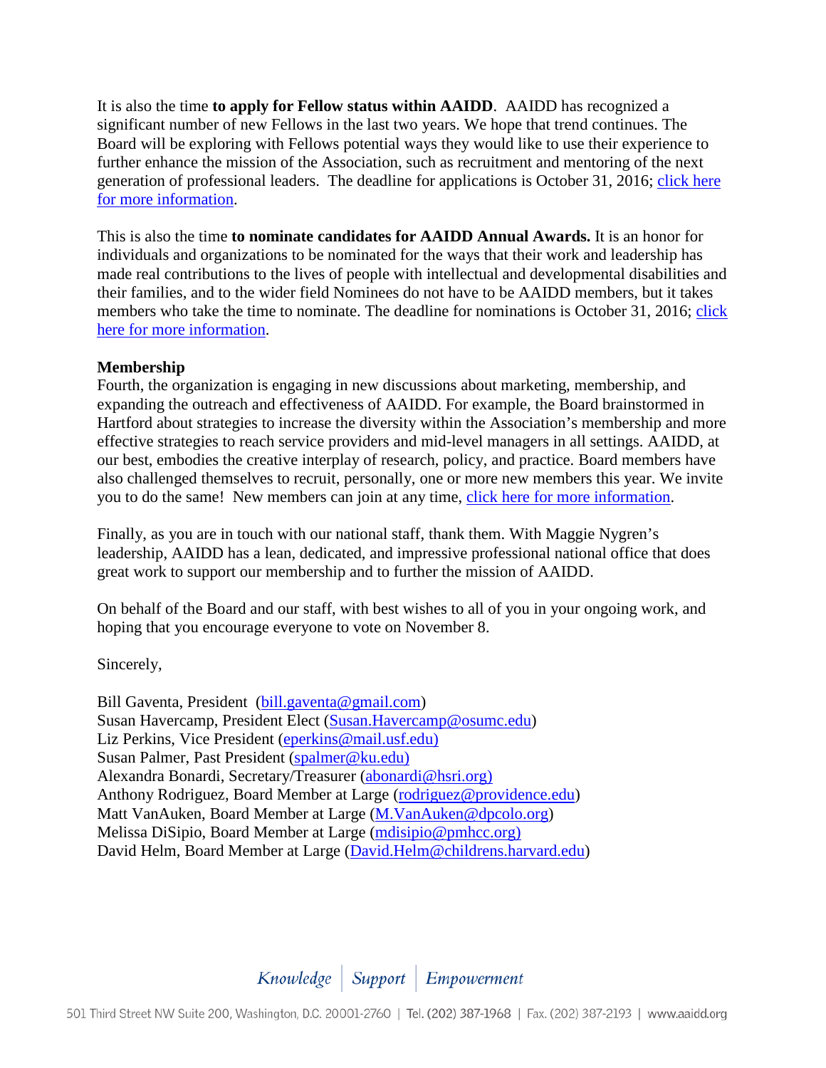It is also the time **to apply for Fellow status within AAIDD**. AAIDD has recognized a significant number of new Fellows in the last two years. We hope that trend continues. The Board will be exploring with Fellows potential ways they would like to use their experience to further enhance the mission of the Association, such as recruitment and mentoring of the next generation of professional leaders. The deadline for applications is October 31, 2016; click here for more information.

This is also the time **to nominate candidates for AAIDD Annual Awards.** It is an honor for individuals and organizations to be nominated for the ways that their work and leadership has made real contributions to the lives of people with intellectual and developmental disabilities and their families, and to the wider field Nominees do not have to be AAIDD members, but it takes members who take the time to nominate. The deadline for nominations is October 31, 2016; click here for more information.

**Membership**

Fourth, the organization is engaging in new discussions about marketing, membership, and expanding the outreach and effectiveness of AAIDD. For example, the Board brainstormed in Hartford about strategies to increase the diversity within the Association's membership and more effective strategies to reach service providers and mid-level managers in all settings. AAIDD, at our best, embodies the creative interplay of research, policy, and practice. Board members have also challenged themselves to recruit, personally, one or more new members this year. We invite you to do the same! New members can join at any time, click here for more information.

Finally, as you are in touch with our national staff, thank them. With Maggie Nygren's leadership, AAIDD has a lean, dedicated, and impressive professional national office that does great work to support our membership and to further the mission of AAIDD.

On behalf of the Board and our staff, with best wishes to all of you in your ongoing work, and hoping that you encourage everyone to vote on November 8.

Sincerely,

Bill Gaventa, President (bill.gaventa@gmail.com)
Susan Havercamp, President Elect (Susan.Havercamp@osumc.edu)
Liz Perkins, Vice President (eperkins@mail.usf.edu)
Susan Palmer, Past President (spalmer@ku.edu)
Alexandra Bonardi, Secretary/Treasurer (abonardi@hsri.org)
Anthony Rodriguez, Board Member at Large (rodriguez@providence.edu)
Matt VanAuken, Board Member at Large (M.VanAuken@dpcolo.org)
Melissa DiSipio, Board Member at Large (mdisipio@pmhcc.org)
David Helm, Board Member at Large (David.Helm@childrens.harvard.edu)

*Knowledge* | *Support* | *Empowerment*

501 Third Street NW Suite 200, Washington, D.C. 20001-2760 | Tel. (202) 387-1968 | Fax. (202) 387-2193 | www.aaidd.org